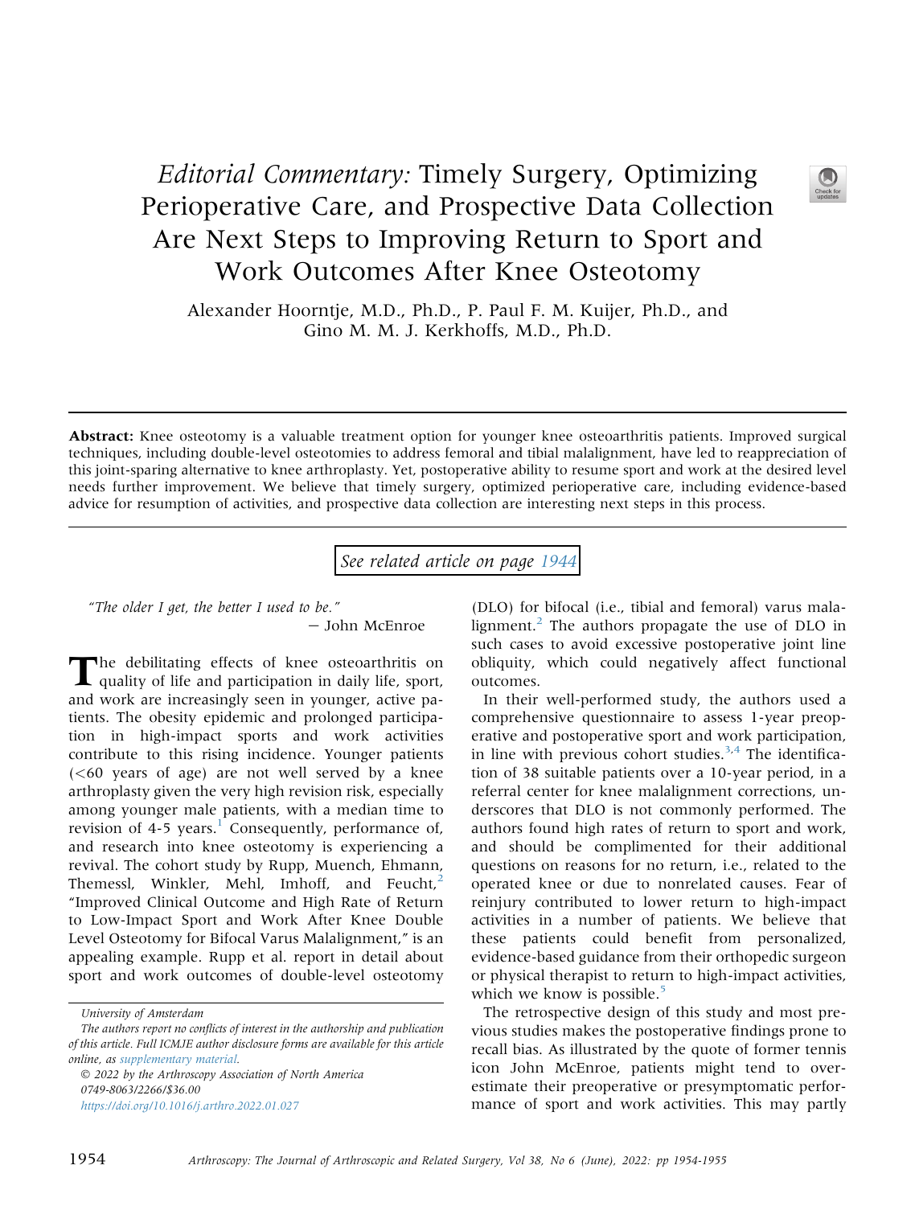# *Editorial Commentary:* Timely Surgery, Optimizing Perioperative Care, and Prospective Data Collection Are Next Steps to Improving Return to Sport and Work Outcomes After Knee Osteotomy

Alexander Hoorntje, M.D., Ph.D., P. Paul F. M. Kuijer, Ph.D., and Gino M. M. J. Kerkhoffs, M.D., Ph.D.

**Abstract:** Knee osteotomy is a valuable treatment option for younger knee osteoarthritis patients. Improved surgical techniques, including double-level osteotomies to address femoral and tibial malalignment, have led to reappreciation of this joint-sparing alternative to knee arthroplasty. Yet, postoperative ability to resume sport and work at the desired level needs further improvement. We believe that timely surgery, optimized perioperative care, including evidence-based advice for resumption of activities, and prospective data collection are interesting next steps in this process.

*See related article on page 1944*

*"The older I get, the better I used to be."*
— John McEnroe

The debilitating effects of knee osteoarthritis on quality of life and participation in daily life, sport, and work are increasingly seen in younger, active patients. The obesity epidemic and prolonged participation in high-impact sports and work activities contribute to this rising incidence. Younger patients (<60 years of age) are not well served by a knee arthroplasty given the very high revision risk, especially among younger male patients, with a median time to revision of 4-5 years.[1] Consequently, performance of, and research into knee osteotomy is experiencing a revival. The cohort study by Rupp, Muench, Ehmann, Themessl, Winkler, Mehl, Imhoff, and Feucht,[2] "Improved Clinical Outcome and High Rate of Return to Low-Impact Sport and Work After Knee Double Level Osteotomy for Bifocal Varus Malalignment," is an appealing example. Rupp et al. report in detail about sport and work outcomes of double-level osteotomy (DLO) for bifocal (i.e., tibial and femoral) varus malalignment.[2] The authors propagate the use of DLO in such cases to avoid excessive postoperative joint line obliquity, which could negatively affect functional outcomes.

In their well-performed study, the authors used a comprehensive questionnaire to assess 1-year preoperative and postoperative sport and work participation, in line with previous cohort studies.[3,4] The identification of 38 suitable patients over a 10-year period, in a referral center for knee malalignment corrections, underscores that DLO is not commonly performed. The authors found high rates of return to sport and work, and should be complimented for their additional questions on reasons for no return, i.e., related to the operated knee or due to nonrelated causes. Fear of reinjury contributed to lower return to high-impact activities in a number of patients. We believe that these patients could benefit from personalized, evidence-based guidance from their orthopedic surgeon or physical therapist to return to high-impact activities, which we know is possible.[5]

The retrospective design of this study and most previous studies makes the postoperative findings prone to recall bias. As illustrated by the quote of former tennis icon John McEnroe, patients might tend to overestimate their preoperative or presymptomatic performance of sport and work activities. This may partly

*University of Amsterdam*

*The authors report no conflicts of interest in the authorship and publication of this article. Full ICMJE author disclosure forms are available for this article online, as supplementary material.*

© 2022 by the Arthroscopy Association of North America
0749-8063/2266/$36.00
https://doi.org/10.1016/j.arthro.2022.01.027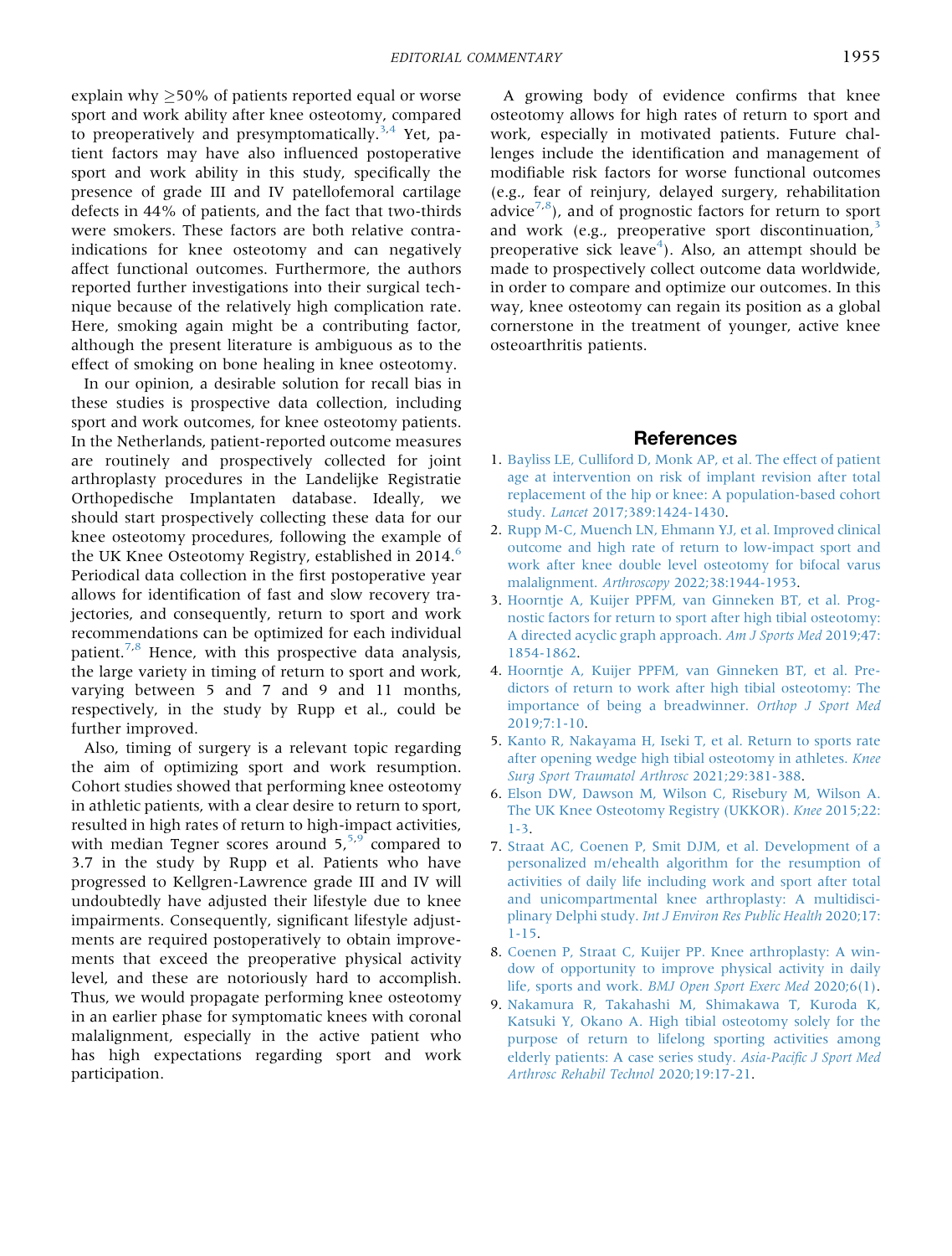explain why ≥50% of patients reported equal or worse sport and work ability after knee osteotomy, compared to preoperatively and presymptomatically.[3,4] Yet, patient factors may have also influenced postoperative sport and work ability in this study, specifically the presence of grade III and IV patellofemoral cartilage defects in 44% of patients, and the fact that two-thirds were smokers. These factors are both relative contraindications for knee osteotomy and can negatively affect functional outcomes. Furthermore, the authors reported further investigations into their surgical technique because of the relatively high complication rate. Here, smoking again might be a contributing factor, although the present literature is ambiguous as to the effect of smoking on bone healing in knee osteotomy.

In our opinion, a desirable solution for recall bias in these studies is prospective data collection, including sport and work outcomes, for knee osteotomy patients. In the Netherlands, patient-reported outcome measures are routinely and prospectively collected for joint arthroplasty procedures in the Landelijke Registratie Orthopedische Implantaten database. Ideally, we should start prospectively collecting these data for our knee osteotomy procedures, following the example of the UK Knee Osteotomy Registry, established in 2014.[6] Periodical data collection in the first postoperative year allows for identification of fast and slow recovery trajectories, and consequently, return to sport and work recommendations can be optimized for each individual patient.[7,8] Hence, with this prospective data analysis, the large variety in timing of return to sport and work, varying between 5 and 7 and 9 and 11 months, respectively, in the study by Rupp et al., could be further improved.

Also, timing of surgery is a relevant topic regarding the aim of optimizing sport and work resumption. Cohort studies showed that performing knee osteotomy in athletic patients, with a clear desire to return to sport, resulted in high rates of return to high-impact activities, with median Tegner scores around 5,[5,9] compared to 3.7 in the study by Rupp et al. Patients who have progressed to Kellgren-Lawrence grade III and IV will undoubtedly have adjusted their lifestyle due to knee impairments. Consequently, significant lifestyle adjustments are required postoperatively to obtain improvements that exceed the preoperative physical activity level, and these are notoriously hard to accomplish. Thus, we would propagate performing knee osteotomy in an earlier phase for symptomatic knees with coronal malalignment, especially in the active patient who has high expectations regarding sport and work participation.

A growing body of evidence confirms that knee osteotomy allows for high rates of return to sport and work, especially in motivated patients. Future challenges include the identification and management of modifiable risk factors for worse functional outcomes (e.g., fear of reinjury, delayed surgery, rehabilitation advice[7,8]), and of prognostic factors for return to sport and work (e.g., preoperative sport discontinuation,[3] preoperative sick leave[4]). Also, an attempt should be made to prospectively collect outcome data worldwide, in order to compare and optimize our outcomes. In this way, knee osteotomy can regain its position as a global cornerstone in the treatment of younger, active knee osteoarthritis patients.

## References

1. Bayliss LE, Culliford D, Monk AP, et al. The effect of patient age at intervention on risk of implant revision after total replacement of the hip or knee: A population-based cohort study. *Lancet* 2017;389:1424-1430.
2. Rupp M-C, Muench LN, Ehmann YJ, et al. Improved clinical outcome and high rate of return to low-impact sport and work after knee double level osteotomy for bifocal varus malalignment. *Arthroscopy* 2022;38:1944-1953.
3. Hoorntje A, Kuijer PPFM, van Ginneken BT, et al. Prognostic factors for return to sport after high tibial osteotomy: A directed acyclic graph approach. *Am J Sports Med* 2019;47:1854-1862.
4. Hoorntje A, Kuijer PPFM, van Ginneken BT, et al. Predictors of return to work after high tibial osteotomy: The importance of being a breadwinner. *Orthop J Sport Med* 2019;7:1-10.
5. Kanto R, Nakayama H, Iseki T, et al. Return to sports rate after opening wedge high tibial osteotomy in athletes. *Knee Surg Sport Traumatol Arthrosc* 2021;29:381-388.
6. Elson DW, Dawson M, Wilson C, Risebury M, Wilson A. The UK Knee Osteotomy Registry (UKKOR). *Knee* 2015;22:1-3.
7. Straat AC, Coenen P, Smit DJM, et al. Development of a personalized m/ehealth algorithm for the resumption of activities of daily life including work and sport after total and unicompartmental knee arthroplasty: A multidisciplinary Delphi study. *Int J Environ Res Public Health* 2020;17:1-15.
8. Coenen P, Straat C, Kuijer PP. Knee arthroplasty: A window of opportunity to improve physical activity in daily life, sports and work. *BMJ Open Sport Exerc Med* 2020;6(1).
9. Nakamura R, Takahashi M, Shimakawa T, Kuroda K, Katsuki Y, Okano A. High tibial osteotomy solely for the purpose of return to lifelong sporting activities among elderly patients: A case series study. *Asia-Pacific J Sport Med Arthrosc Rehabil Technol* 2020;19:17-21.